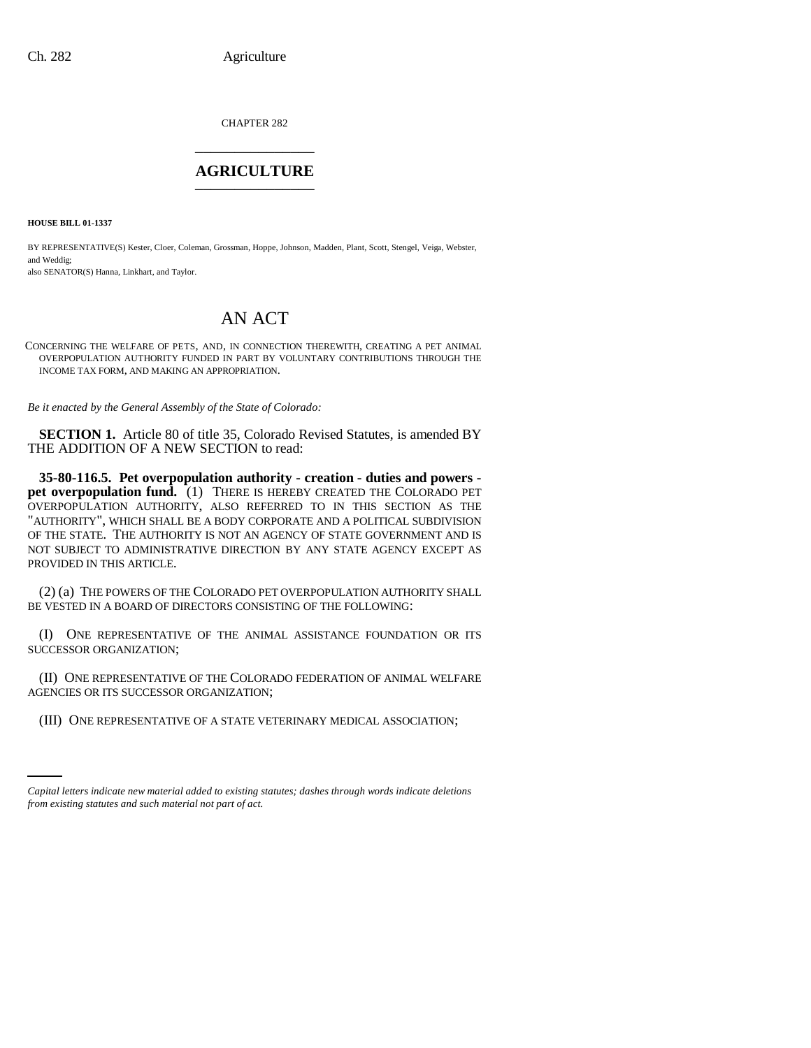CHAPTER 282

# AGRICULTURE

**HOUSE BILL 01-1337**

BY REPRESENTATIVE(S) Kester, Cloer, Coleman, Grossman, Hoppe, Johnson, Madden, Plant, Scott, Stengel, Veiga, Webster, and Weddig;
also SENATOR(S) Hanna, Linkhart, and Taylor.

# AN ACT

CONCERNING THE WELFARE OF PETS, AND, IN CONNECTION THEREWITH, CREATING A PET ANIMAL OVERPOPULATION AUTHORITY FUNDED IN PART BY VOLUNTARY CONTRIBUTIONS THROUGH THE INCOME TAX FORM, AND MAKING AN APPROPRIATION.

*Be it enacted by the General Assembly of the State of Colorado:*

**SECTION 1.** Article 80 of title 35, Colorado Revised Statutes, is amended BY THE ADDITION OF A NEW SECTION to read:

**35-80-116.5. Pet overpopulation authority - creation - duties and powers - pet overpopulation fund.** (1) THERE IS HEREBY CREATED THE COLORADO PET OVERPOPULATION AUTHORITY, ALSO REFERRED TO IN THIS SECTION AS THE "AUTHORITY", WHICH SHALL BE A BODY CORPORATE AND A POLITICAL SUBDIVISION OF THE STATE. THE AUTHORITY IS NOT AN AGENCY OF STATE GOVERNMENT AND IS NOT SUBJECT TO ADMINISTRATIVE DIRECTION BY ANY STATE AGENCY EXCEPT AS PROVIDED IN THIS ARTICLE.

(2) (a) THE POWERS OF THE COLORADO PET OVERPOPULATION AUTHORITY SHALL BE VESTED IN A BOARD OF DIRECTORS CONSISTING OF THE FOLLOWING:

(I) ONE REPRESENTATIVE OF THE ANIMAL ASSISTANCE FOUNDATION OR ITS SUCCESSOR ORGANIZATION;

(II) ONE REPRESENTATIVE OF THE COLORADO FEDERATION OF ANIMAL WELFARE AGENCIES OR ITS SUCCESSOR ORGANIZATION;

(III) ONE REPRESENTATIVE OF A STATE VETERINARY MEDICAL ASSOCIATION;

*Capital letters indicate new material added to existing statutes; dashes through words indicate deletions from existing statutes and such material not part of act.*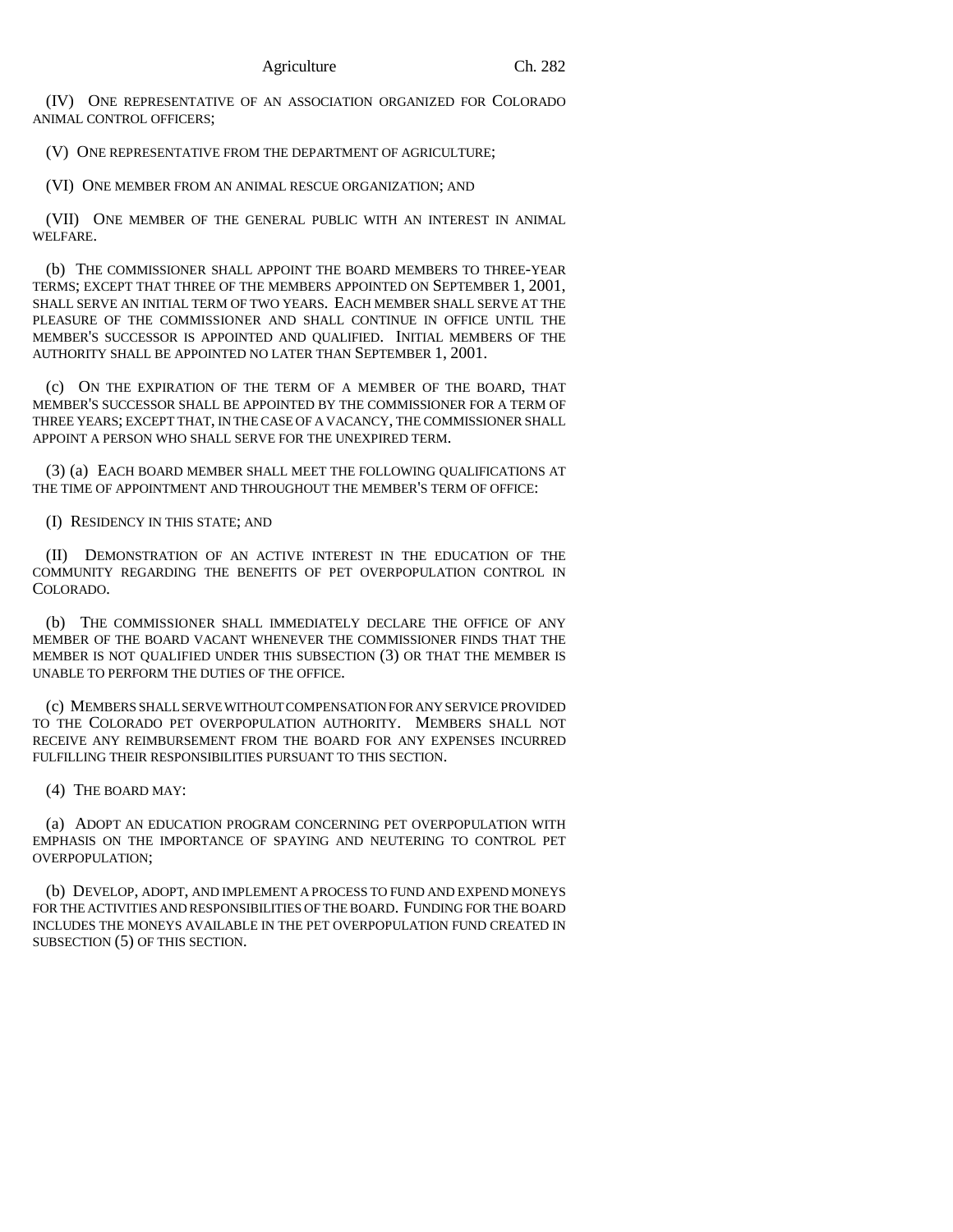(IV) ONE REPRESENTATIVE OF AN ASSOCIATION ORGANIZED FOR COLORADO ANIMAL CONTROL OFFICERS;

(V) ONE REPRESENTATIVE FROM THE DEPARTMENT OF AGRICULTURE;

(VI) ONE MEMBER FROM AN ANIMAL RESCUE ORGANIZATION; AND

(VII) ONE MEMBER OF THE GENERAL PUBLIC WITH AN INTEREST IN ANIMAL WELFARE.

(b) THE COMMISSIONER SHALL APPOINT THE BOARD MEMBERS TO THREE-YEAR TERMS; EXCEPT THAT THREE OF THE MEMBERS APPOINTED ON SEPTEMBER 1, 2001, SHALL SERVE AN INITIAL TERM OF TWO YEARS. EACH MEMBER SHALL SERVE AT THE PLEASURE OF THE COMMISSIONER AND SHALL CONTINUE IN OFFICE UNTIL THE MEMBER'S SUCCESSOR IS APPOINTED AND QUALIFIED. INITIAL MEMBERS OF THE AUTHORITY SHALL BE APPOINTED NO LATER THAN SEPTEMBER 1, 2001.

(c) ON THE EXPIRATION OF THE TERM OF A MEMBER OF THE BOARD, THAT MEMBER'S SUCCESSOR SHALL BE APPOINTED BY THE COMMISSIONER FOR A TERM OF THREE YEARS; EXCEPT THAT, IN THE CASE OF A VACANCY, THE COMMISSIONER SHALL APPOINT A PERSON WHO SHALL SERVE FOR THE UNEXPIRED TERM.

(3) (a) EACH BOARD MEMBER SHALL MEET THE FOLLOWING QUALIFICATIONS AT THE TIME OF APPOINTMENT AND THROUGHOUT THE MEMBER'S TERM OF OFFICE:

(I) RESIDENCY IN THIS STATE; AND

(II) DEMONSTRATION OF AN ACTIVE INTEREST IN THE EDUCATION OF THE COMMUNITY REGARDING THE BENEFITS OF PET OVERPOPULATION CONTROL IN COLORADO.

(b) THE COMMISSIONER SHALL IMMEDIATELY DECLARE THE OFFICE OF ANY MEMBER OF THE BOARD VACANT WHENEVER THE COMMISSIONER FINDS THAT THE MEMBER IS NOT QUALIFIED UNDER THIS SUBSECTION (3) OR THAT THE MEMBER IS UNABLE TO PERFORM THE DUTIES OF THE OFFICE.

(c) MEMBERS SHALL SERVE WITHOUT COMPENSATION FOR ANY SERVICE PROVIDED TO THE COLORADO PET OVERPOPULATION AUTHORITY. MEMBERS SHALL NOT RECEIVE ANY REIMBURSEMENT FROM THE BOARD FOR ANY EXPENSES INCURRED FULFILLING THEIR RESPONSIBILITIES PURSUANT TO THIS SECTION.

(4) THE BOARD MAY:

(a) ADOPT AN EDUCATION PROGRAM CONCERNING PET OVERPOPULATION WITH EMPHASIS ON THE IMPORTANCE OF SPAYING AND NEUTERING TO CONTROL PET OVERPOPULATION;

(b) DEVELOP, ADOPT, AND IMPLEMENT A PROCESS TO FUND AND EXPEND MONEYS FOR THE ACTIVITIES AND RESPONSIBILITIES OF THE BOARD. FUNDING FOR THE BOARD INCLUDES THE MONEYS AVAILABLE IN THE PET OVERPOPULATION FUND CREATED IN SUBSECTION (5) OF THIS SECTION.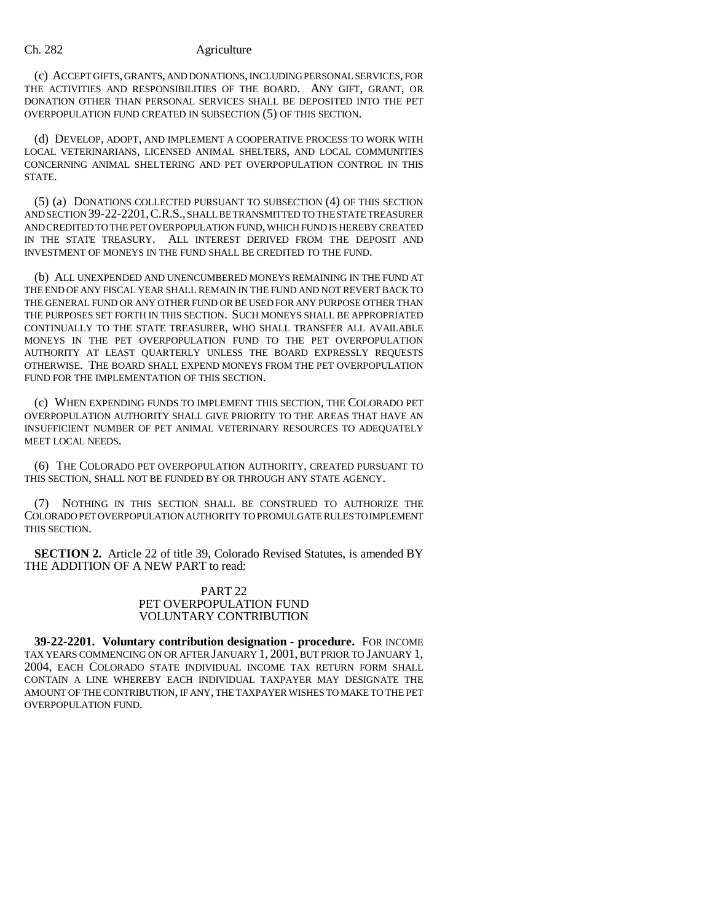(c) ACCEPT GIFTS, GRANTS, AND DONATIONS, INCLUDING PERSONAL SERVICES, FOR THE ACTIVITIES AND RESPONSIBILITIES OF THE BOARD. ANY GIFT, GRANT, OR DONATION OTHER THAN PERSONAL SERVICES SHALL BE DEPOSITED INTO THE PET OVERPOPULATION FUND CREATED IN SUBSECTION (5) OF THIS SECTION.

(d) DEVELOP, ADOPT, AND IMPLEMENT A COOPERATIVE PROCESS TO WORK WITH LOCAL VETERINARIANS, LICENSED ANIMAL SHELTERS, AND LOCAL COMMUNITIES CONCERNING ANIMAL SHELTERING AND PET OVERPOPULATION CONTROL IN THIS STATE.

(5) (a) DONATIONS COLLECTED PURSUANT TO SUBSECTION (4) OF THIS SECTION AND SECTION 39-22-2201, C.R.S., SHALL BE TRANSMITTED TO THE STATE TREASURER AND CREDITED TO THE PET OVERPOPULATION FUND, WHICH FUND IS HEREBY CREATED IN THE STATE TREASURY. ALL INTEREST DERIVED FROM THE DEPOSIT AND INVESTMENT OF MONEYS IN THE FUND SHALL BE CREDITED TO THE FUND.

(b) ALL UNEXPENDED AND UNENCUMBERED MONEYS REMAINING IN THE FUND AT THE END OF ANY FISCAL YEAR SHALL REMAIN IN THE FUND AND NOT REVERT BACK TO THE GENERAL FUND OR ANY OTHER FUND OR BE USED FOR ANY PURPOSE OTHER THAN THE PURPOSES SET FORTH IN THIS SECTION. SUCH MONEYS SHALL BE APPROPRIATED CONTINUALLY TO THE STATE TREASURER, WHO SHALL TRANSFER ALL AVAILABLE MONEYS IN THE PET OVERPOPULATION FUND TO THE PET OVERPOPULATION AUTHORITY AT LEAST QUARTERLY UNLESS THE BOARD EXPRESSLY REQUESTS OTHERWISE. THE BOARD SHALL EXPEND MONEYS FROM THE PET OVERPOPULATION FUND FOR THE IMPLEMENTATION OF THIS SECTION.

(c) WHEN EXPENDING FUNDS TO IMPLEMENT THIS SECTION, THE COLORADO PET OVERPOPULATION AUTHORITY SHALL GIVE PRIORITY TO THE AREAS THAT HAVE AN INSUFFICIENT NUMBER OF PET ANIMAL VETERINARY RESOURCES TO ADEQUATELY MEET LOCAL NEEDS.

(6) THE COLORADO PET OVERPOPULATION AUTHORITY, CREATED PURSUANT TO THIS SECTION, SHALL NOT BE FUNDED BY OR THROUGH ANY STATE AGENCY.

(7) NOTHING IN THIS SECTION SHALL BE CONSTRUED TO AUTHORIZE THE COLORADO PET OVERPOPULATION AUTHORITY TO PROMULGATE RULES TO IMPLEMENT THIS SECTION.

**SECTION 2.** Article 22 of title 39, Colorado Revised Statutes, is amended BY THE ADDITION OF A NEW PART to read:

PART 22
PET OVERPOPULATION FUND
VOLUNTARY CONTRIBUTION

**39-22-2201. Voluntary contribution designation - procedure.** FOR INCOME TAX YEARS COMMENCING ON OR AFTER JANUARY 1, 2001, BUT PRIOR TO JANUARY 1, 2004, EACH COLORADO STATE INDIVIDUAL INCOME TAX RETURN FORM SHALL CONTAIN A LINE WHEREBY EACH INDIVIDUAL TAXPAYER MAY DESIGNATE THE AMOUNT OF THE CONTRIBUTION, IF ANY, THE TAXPAYER WISHES TO MAKE TO THE PET OVERPOPULATION FUND.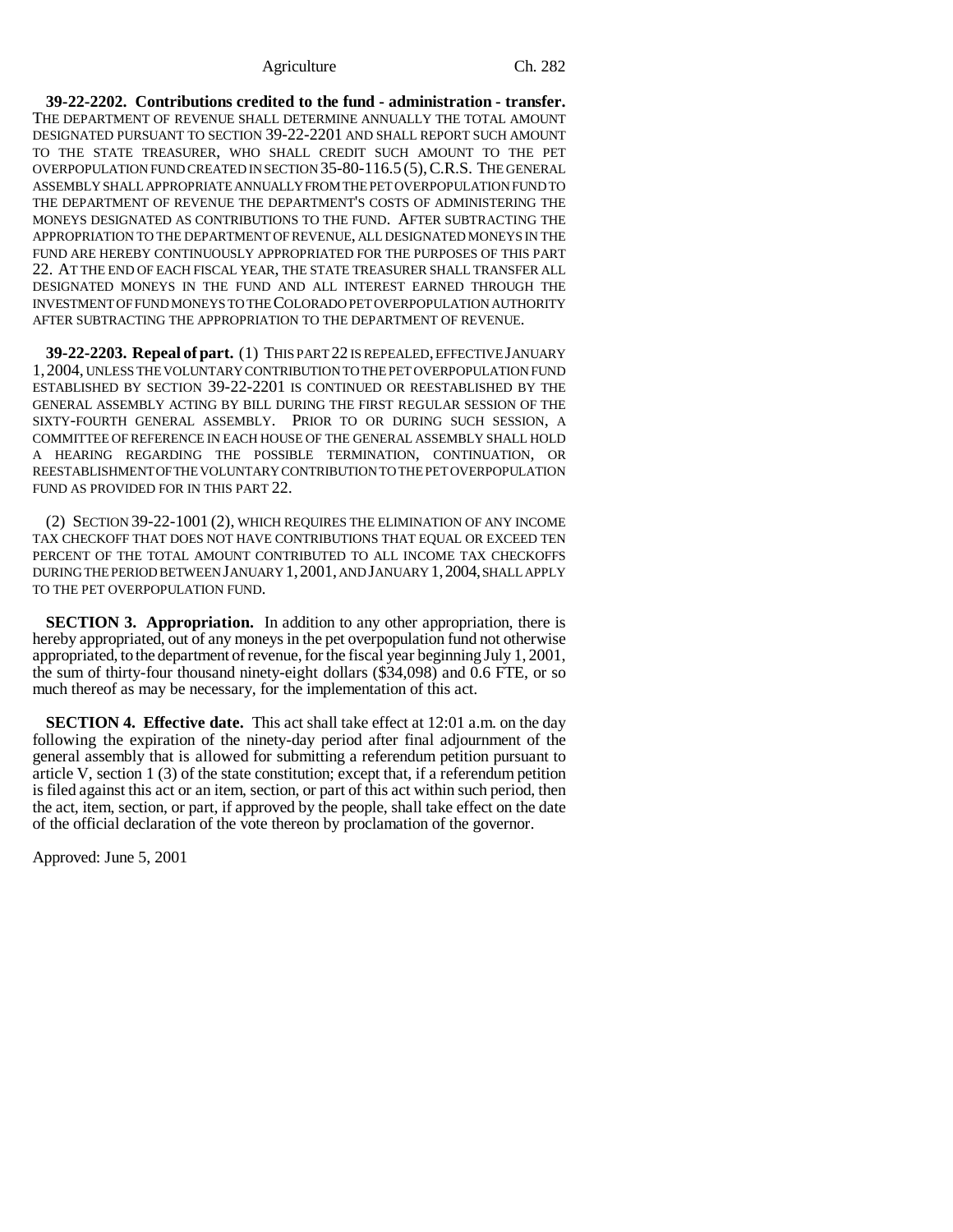**39-22-2202. Contributions credited to the fund - administration - transfer.** THE DEPARTMENT OF REVENUE SHALL DETERMINE ANNUALLY THE TOTAL AMOUNT DESIGNATED PURSUANT TO SECTION 39-22-2201 AND SHALL REPORT SUCH AMOUNT TO THE STATE TREASURER, WHO SHALL CREDIT SUCH AMOUNT TO THE PET OVERPOPULATION FUND CREATED IN SECTION 35-80-116.5 (5), C.R.S. THE GENERAL ASSEMBLY SHALL APPROPRIATE ANNUALLY FROM THE PET OVERPOPULATION FUND TO THE DEPARTMENT OF REVENUE THE DEPARTMENT'S COSTS OF ADMINISTERING THE MONEYS DESIGNATED AS CONTRIBUTIONS TO THE FUND. AFTER SUBTRACTING THE APPROPRIATION TO THE DEPARTMENT OF REVENUE, ALL DESIGNATED MONEYS IN THE FUND ARE HEREBY CONTINUOUSLY APPROPRIATED FOR THE PURPOSES OF THIS PART 22. AT THE END OF EACH FISCAL YEAR, THE STATE TREASURER SHALL TRANSFER ALL DESIGNATED MONEYS IN THE FUND AND ALL INTEREST EARNED THROUGH THE INVESTMENT OF FUND MONEYS TO THE COLORADO PET OVERPOPULATION AUTHORITY AFTER SUBTRACTING THE APPROPRIATION TO THE DEPARTMENT OF REVENUE.

**39-22-2203. Repeal of part.** (1) THIS PART 22 IS REPEALED, EFFECTIVE JANUARY 1, 2004, UNLESS THE VOLUNTARY CONTRIBUTION TO THE PET OVERPOPULATION FUND ESTABLISHED BY SECTION 39-22-2201 IS CONTINUED OR REESTABLISHED BY THE GENERAL ASSEMBLY ACTING BY BILL DURING THE FIRST REGULAR SESSION OF THE SIXTY-FOURTH GENERAL ASSEMBLY. PRIOR TO OR DURING SUCH SESSION, A COMMITTEE OF REFERENCE IN EACH HOUSE OF THE GENERAL ASSEMBLY SHALL HOLD A HEARING REGARDING THE POSSIBLE TERMINATION, CONTINUATION, OR REESTABLISHMENT OF THE VOLUNTARY CONTRIBUTION TO THE PET OVERPOPULATION FUND AS PROVIDED FOR IN THIS PART 22.

(2) SECTION 39-22-1001 (2), WHICH REQUIRES THE ELIMINATION OF ANY INCOME TAX CHECKOFF THAT DOES NOT HAVE CONTRIBUTIONS THAT EQUAL OR EXCEED TEN PERCENT OF THE TOTAL AMOUNT CONTRIBUTED TO ALL INCOME TAX CHECKOFFS DURING THE PERIOD BETWEEN JANUARY 1, 2001, AND JANUARY 1, 2004, SHALL APPLY TO THE PET OVERPOPULATION FUND.

**SECTION 3. Appropriation.** In addition to any other appropriation, there is hereby appropriated, out of any moneys in the pet overpopulation fund not otherwise appropriated, to the department of revenue, for the fiscal year beginning July 1, 2001, the sum of thirty-four thousand ninety-eight dollars ($34,098) and 0.6 FTE, or so much thereof as may be necessary, for the implementation of this act.

**SECTION 4. Effective date.** This act shall take effect at 12:01 a.m. on the day following the expiration of the ninety-day period after final adjournment of the general assembly that is allowed for submitting a referendum petition pursuant to article V, section 1 (3) of the state constitution; except that, if a referendum petition is filed against this act or an item, section, or part of this act within such period, then the act, item, section, or part, if approved by the people, shall take effect on the date of the official declaration of the vote thereon by proclamation of the governor.

Approved: June 5, 2001